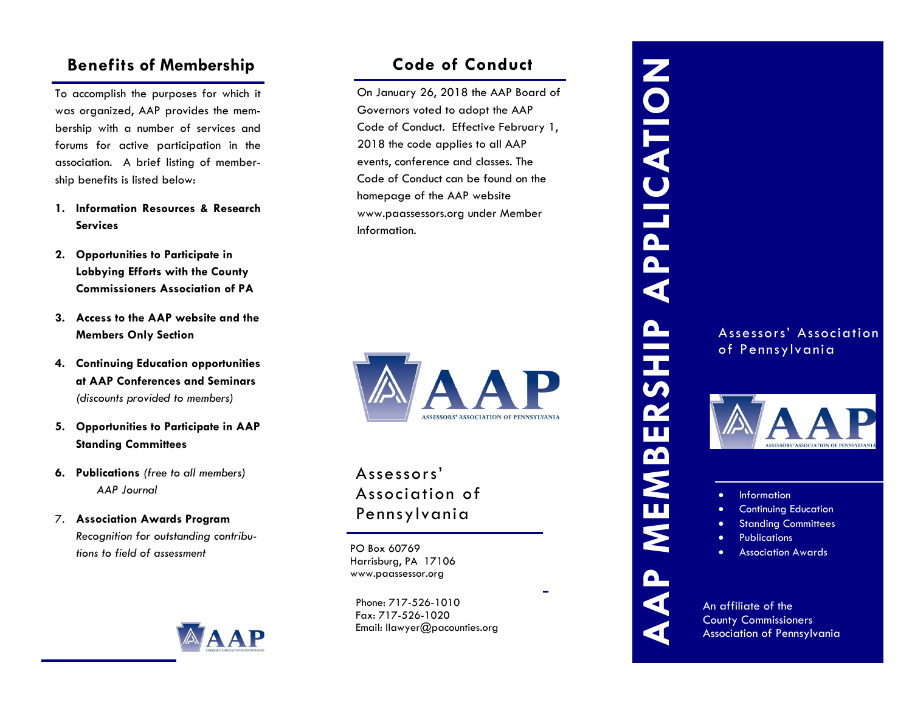## Benefits of Membership

To accomplish the purposes for which it was organized, AAP provides the membership with a number of services and forums for active participation in the association. A brief listing of membership benefits is listed below:

1. **Information Resources & Research Services**
2. **Opportunities to Participate in Lobbying Efforts with the County Commissioners Association of PA**
3. **Access to the AAP website and the Members Only Section**
4. **Continuing Education opportunities at AAP Conferences and Seminars** *(discounts provided to members)*
5. **Opportunities to Participate in AAP Standing Committees**
6. **Publications** *(free to all members)*
   *AAP Journal*
7. **Association Awards Program**
   *Recognition for outstanding contributions to field of assessment*

## Code of Conduct

On January 26, 2018 the AAP Board of Governors voted to adopt the AAP Code of Conduct. Effective February 1, 2018 the code applies to all AAP events, conference and classes. The Code of Conduct can be found on the homepage of the AAP website www.paassessors.org under Member Information.

AAP
ASSESSORS' ASSOCIATION OF PENNSYLVANIA

Assessors' Association of Pennsylvania

PO Box 60769
Harrisburg, PA 17106
www.paassessor.org

Phone: 717-526-1010
Fax: 717-526-1020
Email: llawyer@pacounties.org

# AAP MEMBERSHIP APPLICATION

Assessors' Association of Pennsylvania

- Information
- Continuing Education
- Standing Committees
- Publications
- Association Awards

An affiliate of the County Commissioners Association of Pennsylvania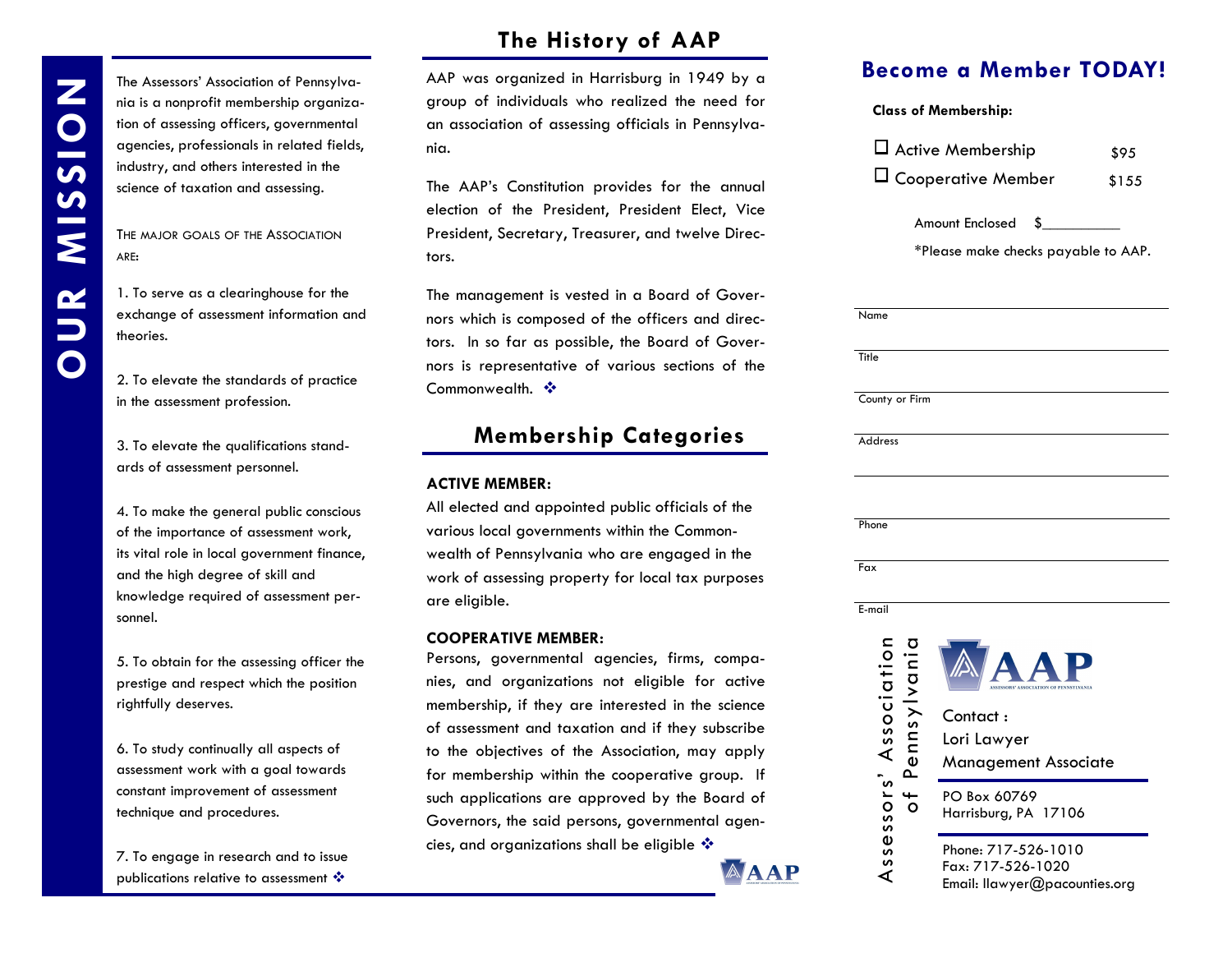# OUR MISSION

The Assessors' Association of Pennsylvania is a nonprofit membership organization of assessing officers, governmental agencies, professionals in related fields, industry, and others interested in the science of taxation and assessing.

THE MAJOR GOALS OF THE ASSOCIATION ARE:

1. To serve as a clearinghouse for the exchange of assessment information and theories.

2. To elevate the standards of practice in the assessment profession.

3. To elevate the qualifications standards of assessment personnel.

4. To make the general public conscious of the importance of assessment work, its vital role in local government finance, and the high degree of skill and knowledge required of assessment personnel.

5. To obtain for the assessing officer the prestige and respect which the position rightfully deserves.

6. To study continually all aspects of assessment work with a goal towards constant improvement of assessment technique and procedures.

7. To engage in research and to issue publications relative to assessment ❖

## The History of AAP

AAP was organized in Harrisburg in 1949 by a group of individuals who realized the need for an association of assessing officials in Pennsylvania.

The AAP's Constitution provides for the annual election of the President, President Elect, Vice President, Secretary, Treasurer, and twelve Directors.

The management is vested in a Board of Governors which is composed of the officers and directors. In so far as possible, the Board of Governors is representative of various sections of the Commonwealth. ❖

## Membership Categories

**ACTIVE MEMBER:**
All elected and appointed public officials of the various local governments within the Commonwealth of Pennsylvania who are engaged in the work of assessing property for local tax purposes are eligible.

**COOPERATIVE MEMBER:**
Persons, governmental agencies, firms, companies, and organizations not eligible for active membership, if they are interested in the science of assessment and taxation and if they subscribe to the objectives of the Association, may apply for membership within the cooperative group. If such applications are approved by the Board of Governors, the said persons, governmental agencies, and organizations shall be eligible ❖

AAP

## Become a Member TODAY!

**Class of Membership:**

☐ Active Membership $95

☐ Cooperative Member $155

Amount Enclosed $__________

*Please make checks payable to AAP.

Name

Title

County or Firm

Address

Phone

Fax

E-mail

Assessors' Association of Pennsylvania

AAP ASSESSORS' ASSOCIATION OF PENNSYLVANIA

Contact :
Lori Lawyer
Management Associate

PO Box 60769
Harrisburg, PA 17106

Phone: 717-526-1010
Fax: 717-526-1020
Email: llawyer@pacounties.org